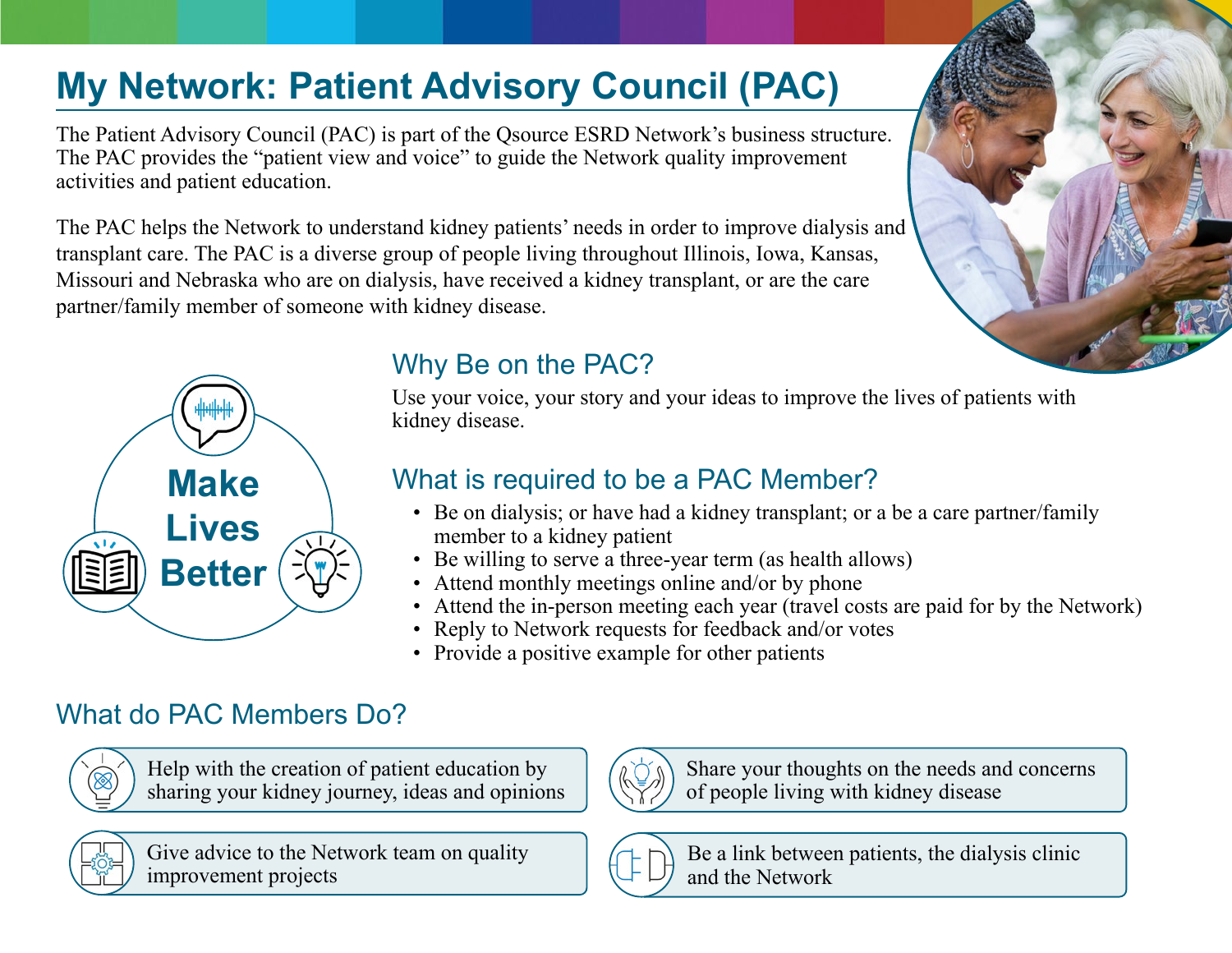# My Network: Patient Advisory Council (PAC)

The Patient Advisory Council (PAC) is part of the Qsource ESRD Network's business structure. The PAC provides the "patient view and voice" to guide the Network quality improvement activities and patient education.

The PAC helps the Network to understand kidney patients' needs in order to improve dialysis and transplant care. The PAC is a diverse group of people living throughout Illinois, Iowa, Kansas, Missouri and Nebraska who are on dialysis, have received a kidney transplant, or are the care partner/family member of someone with kidney disease.

**Make Lives Better**

## Why Be on the PAC?

Use your voice, your story and your ideas to improve the lives of patients with kidney disease.

## What is required to be a PAC Member?

- Be on dialysis; or have had a kidney transplant; or a be a care partner/family member to a kidney patient
- Be willing to serve a three-year term (as health allows)
- Attend monthly meetings online and/or by phone
- Attend the in-person meeting each year (travel costs are paid for by the Network)
- Reply to Network requests for feedback and/or votes
- Provide a positive example for other patients

## What do PAC Members Do?

- Help with the creation of patient education by sharing your kidney journey, ideas and opinions
- Share your thoughts on the needs and concerns of people living with kidney disease
- Give advice to the Network team on quality improvement projects
- Be a link between patients, the dialysis clinic and the Network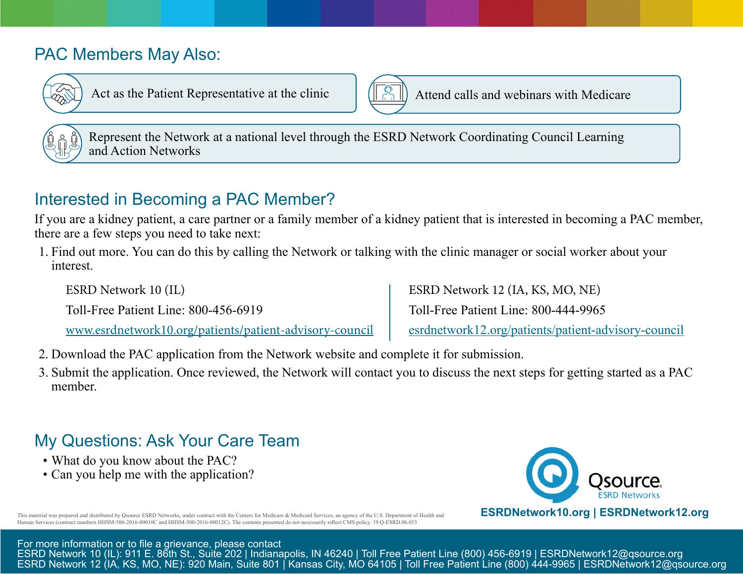## PAC Members May Also:

- Act as the Patient Representative at the clinic
- Attend calls and webinars with Medicare
- Represent the Network at a national level through the ESRD Network Coordinating Council Learning and Action Networks

## Interested in Becoming a PAC Member?

If you are a kidney patient, a care partner or a family member of a kidney patient that is interested in becoming a PAC member, there are a few steps you need to take next:

1. Find out more. You can do this by calling the Network or talking with the clinic manager or social worker about your interest.

   ESRD Network 10 (IL)
   Toll-Free Patient Line: 800-456-6919
   www.esrdnetwork10.org/patients/patient-advisory-council

   ESRD Network 12 (IA, KS, MO, NE)
   Toll-Free Patient Line: 800-444-9965
   esrdnetwork12.org/patients/patient-advisory-council

2. Download the PAC application from the Network website and complete it for submission.
3. Submit the application. Once reviewed, the Network will contact you to discuss the next steps for getting started as a PAC member.

## My Questions: Ask Your Care Team

- What do you know about the PAC?
- Can you help me with the application?

Qsource ESRD Networks

**ESRDNetwork10.org | ESRDNetwork12.org**

This material was prepared and distributed by Qsource ESRD Networks, under contract with the Centers for Medicare & Medicaid Services, an agency of the U.S. Department of Health and Human Services (contract numbers HHSM-500-2016-00010C and HHSM-500-2016-00012C). The contents presented do not necessarily reflect CMS policy. 19.Q-ESRD.06.053

For more information or to file a grievance, please contact
ESRD Network 10 (IL): 911 E. 86th St., Suite 202 | Indianapolis, IN 46240 | Toll Free Patient Line (800) 456-6919 | ESRDNetwork12@qsource.org
ESRD Network 12 (IA, KS, MO, NE): 920 Main, Suite 801 | Kansas City, MO 64105 | Toll Free Patient Line (800) 444-9965 | ESRDNetwork12@qsource.org